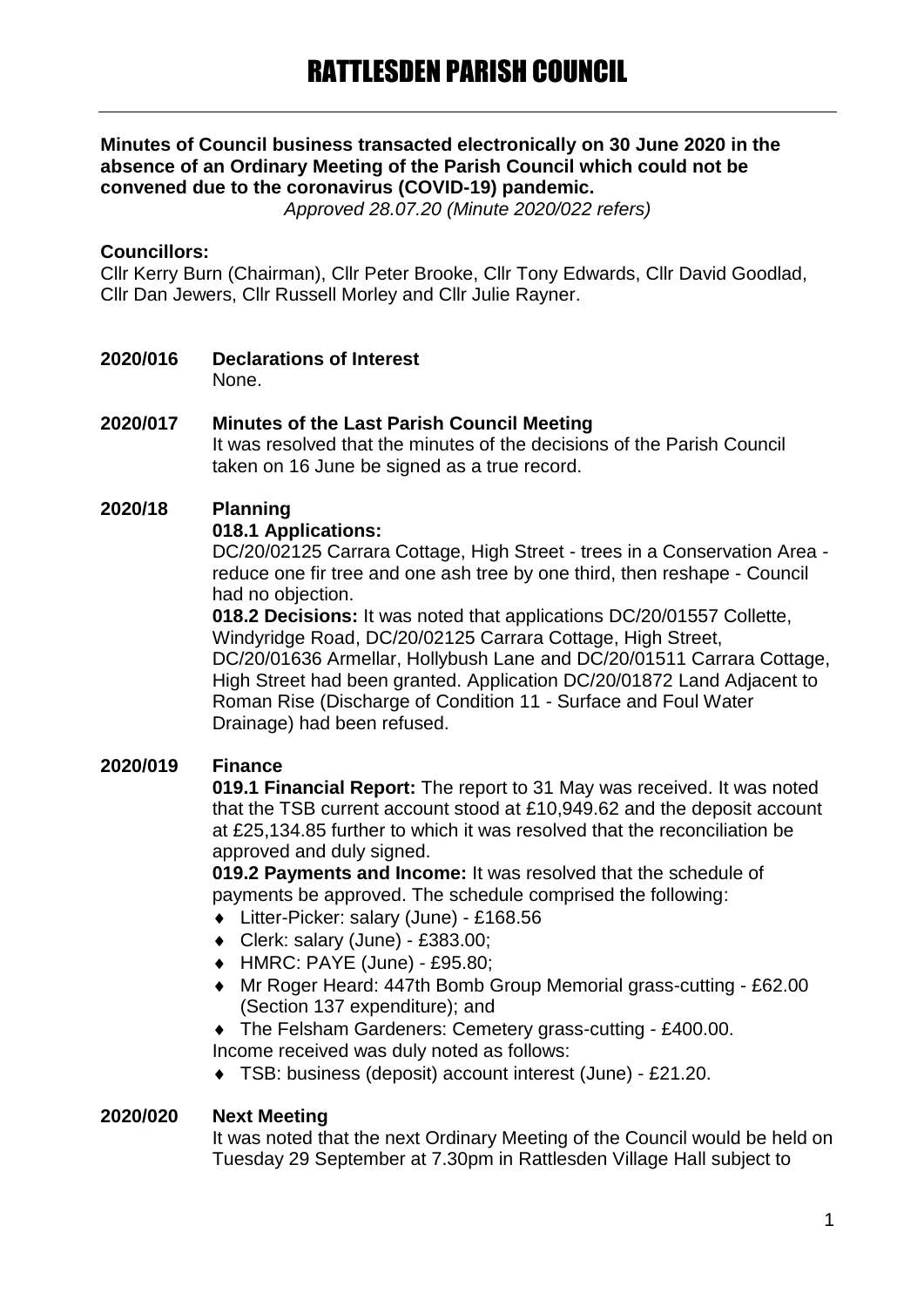# RATTLESDEN PARISH COUNCIL

**Minutes of Council business transacted electronically on 30 June 2020 in the absence of an Ordinary Meeting of the Parish Council which could not be convened due to the coronavirus (COVID-19) pandemic.**

*Approved 28.07.20 (Minute 2020/022 refers)*

**Councillors:**

Cllr Kerry Burn (Chairman), Cllr Peter Brooke, Cllr Tony Edwards, Cllr David Goodlad, Cllr Dan Jewers, Cllr Russell Morley and Cllr Julie Rayner.

**2020/016 Declarations of Interest**

None.

**2020/017 Minutes of the Last Parish Council Meeting**

It was resolved that the minutes of the decisions of the Parish Council taken on 16 June be signed as a true record.

**2020/18 Planning**

**018.1 Applications:**

DC/20/02125 Carrara Cottage, High Street - trees in a Conservation Area - reduce one fir tree and one ash tree by one third, then reshape - Council had no objection.

**018.2 Decisions:** It was noted that applications DC/20/01557 Collette, Windyridge Road, DC/20/02125 Carrara Cottage, High Street, DC/20/01636 Armellar, Hollybush Lane and DC/20/01511 Carrara Cottage, High Street had been granted. Application DC/20/01872 Land Adjacent to Roman Rise (Discharge of Condition 11 - Surface and Foul Water Drainage) had been refused.

**2020/019 Finance**

**019.1 Financial Report:** The report to 31 May was received. It was noted that the TSB current account stood at £10,949.62 and the deposit account at £25,134.85 further to which it was resolved that the reconciliation be approved and duly signed.

**019.2 Payments and Income:** It was resolved that the schedule of payments be approved. The schedule comprised the following:

- Litter-Picker: salary (June) - £168.56
- Clerk: salary (June) - £383.00;
- HMRC: PAYE (June) - £95.80;
- Mr Roger Heard: 447th Bomb Group Memorial grass-cutting - £62.00 (Section 137 expenditure); and
- The Felsham Gardeners: Cemetery grass-cutting - £400.00.

Income received was duly noted as follows:

- TSB: business (deposit) account interest (June) - £21.20.

**2020/020 Next Meeting**

It was noted that the next Ordinary Meeting of the Council would be held on Tuesday 29 September at 7.30pm in Rattlesden Village Hall subject to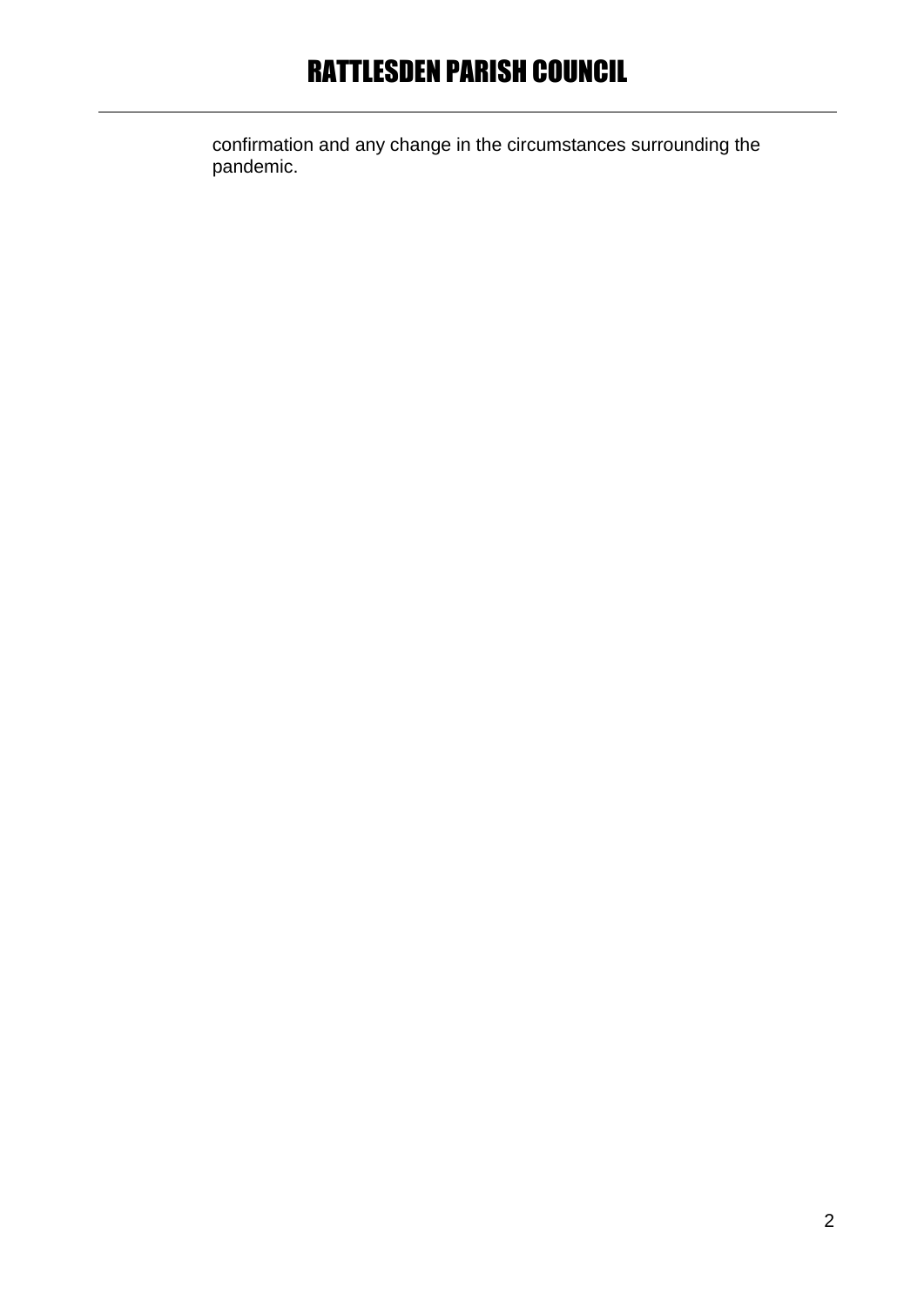confirmation and any change in the circumstances surrounding the pandemic.